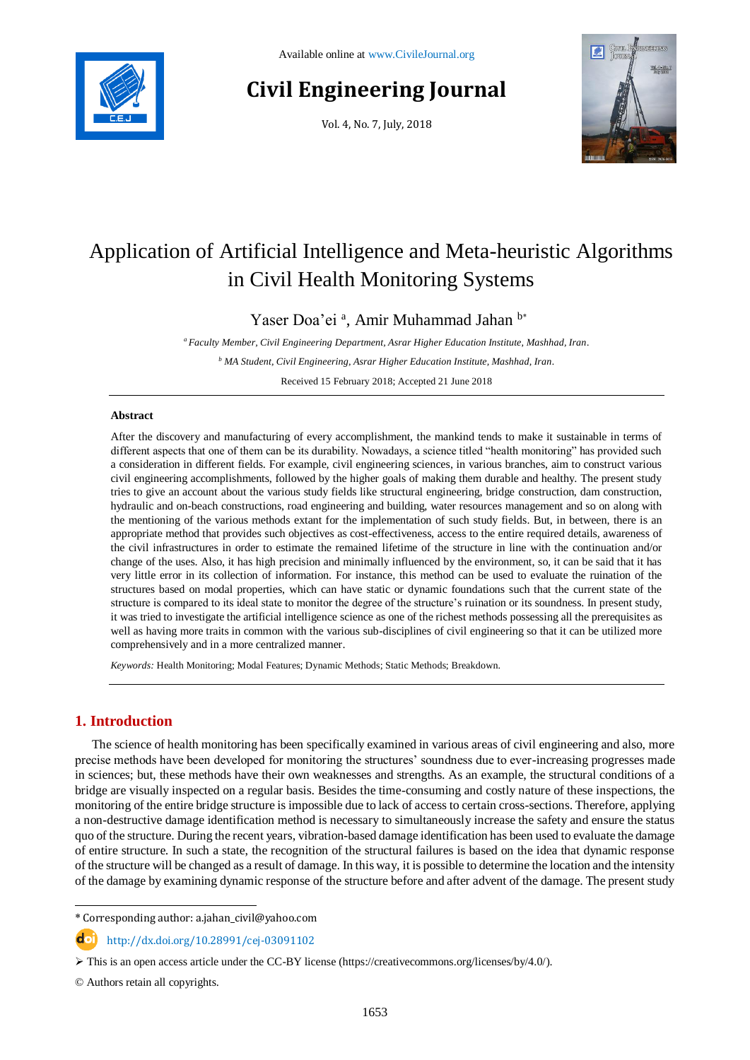# Application of Artificial Intelligence and Meta-heuristic Algorithms in Civil Health Monitoring Systems

Yaser Doa'ei [a], Amir Muhammad Jahan [b*]

[a] *Faculty Member, Civil Engineering Department, Asrar Higher Education Institute, Mashhad, Iran.*

[b] *MA Student, Civil Engineering, Asrar Higher Education Institute, Mashhad, Iran.*

Received 15 February 2018; Accepted 21 June 2018

## Abstract

After the discovery and manufacturing of every accomplishment, the mankind tends to make it sustainable in terms of different aspects that one of them can be its durability. Nowadays, a science titled "health monitoring" has provided such a consideration in different fields. For example, civil engineering sciences, in various branches, aim to construct various civil engineering accomplishments, followed by the higher goals of making them durable and healthy. The present study tries to give an account about the various study fields like structural engineering, bridge construction, dam construction, hydraulic and on-beach constructions, road engineering and building, water resources management and so on along with the mentioning of the various methods extant for the implementation of such study fields. But, in between, there is an appropriate method that provides such objectives as cost-effectiveness, access to the entire required details, awareness of the civil infrastructures in order to estimate the remained lifetime of the structure in line with the continuation and/or change of the uses. Also, it has high precision and minimally influenced by the environment, so, it can be said that it has very little error in its collection of information. For instance, this method can be used to evaluate the ruination of the structures based on modal properties, which can have static or dynamic foundations such that the current state of the structure is compared to its ideal state to monitor the degree of the structure's ruination or its soundness. In present study, it was tried to investigate the artificial intelligence science as one of the richest methods possessing all the prerequisites as well as having more traits in common with the various sub-disciplines of civil engineering so that it can be utilized more comprehensively and in a more centralized manner.

*Keywords:* Health Monitoring; Modal Features; Dynamic Methods; Static Methods; Breakdown.

## 1. Introduction

The science of health monitoring has been specifically examined in various areas of civil engineering and also, more precise methods have been developed for monitoring the structures' soundness due to ever-increasing progresses made in sciences; but, these methods have their own weaknesses and strengths. As an example, the structural conditions of a bridge are visually inspected on a regular basis. Besides the time-consuming and costly nature of these inspections, the monitoring of the entire bridge structure is impossible due to lack of access to certain cross-sections. Therefore, applying a non-destructive damage identification method is necessary to simultaneously increase the safety and ensure the status quo of the structure. During the recent years, vibration-based damage identification has been used to evaluate the damage of entire structure. In such a state, the recognition of the structural failures is based on the idea that dynamic response of the structure will be changed as a result of damage. In this way, it is possible to determine the location and the intensity of the damage by examining dynamic response of the structure before and after advent of the damage. The present study

---

\* Corresponding author: a.jahan_civil@yahoo.com

http://dx.doi.org/10.28991/cej-03091102

➢ This is an open access article under the CC-BY license (https://creativecommons.org/licenses/by/4.0/).

© Authors retain all copyrights.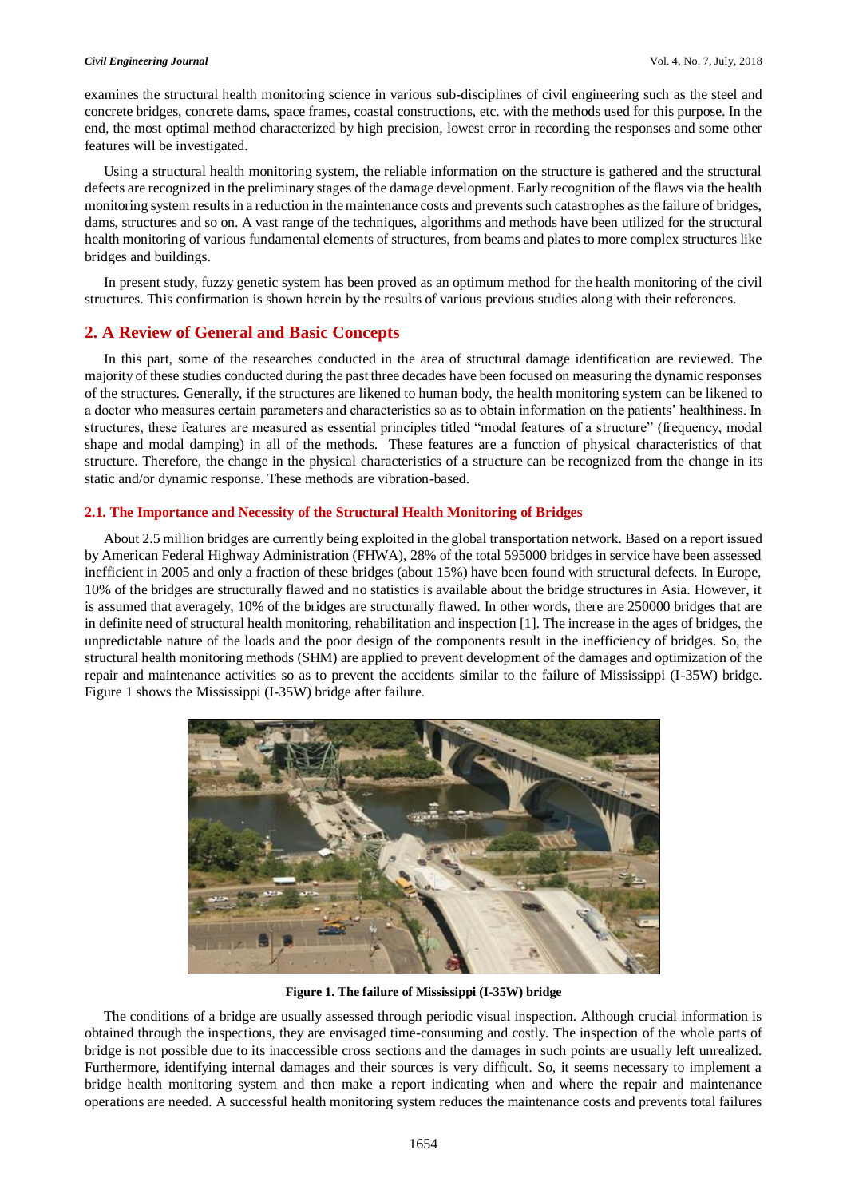examines the structural health monitoring science in various sub-disciplines of civil engineering such as the steel and concrete bridges, concrete dams, space frames, coastal constructions, etc. with the methods used for this purpose. In the end, the most optimal method characterized by high precision, lowest error in recording the responses and some other features will be investigated.

Using a structural health monitoring system, the reliable information on the structure is gathered and the structural defects are recognized in the preliminary stages of the damage development. Early recognition of the flaws via the health monitoring system results in a reduction in the maintenance costs and prevents such catastrophes as the failure of bridges, dams, structures and so on. A vast range of the techniques, algorithms and methods have been utilized for the structural health monitoring of various fundamental elements of structures, from beams and plates to more complex structures like bridges and buildings.

In present study, fuzzy genetic system has been proved as an optimum method for the health monitoring of the civil structures. This confirmation is shown herein by the results of various previous studies along with their references.

## 2. A Review of General and Basic Concepts

In this part, some of the researches conducted in the area of structural damage identification are reviewed. The majority of these studies conducted during the past three decades have been focused on measuring the dynamic responses of the structures. Generally, if the structures are likened to human body, the health monitoring system can be likened to a doctor who measures certain parameters and characteristics so as to obtain information on the patients' healthiness. In structures, these features are measured as essential principles titled "modal features of a structure" (frequency, modal shape and modal damping) in all of the methods. These features are a function of physical characteristics of that structure. Therefore, the change in the physical characteristics of a structure can be recognized from the change in its static and/or dynamic response. These methods are vibration-based.

### 2.1. The Importance and Necessity of the Structural Health Monitoring of Bridges

About 2.5 million bridges are currently being exploited in the global transportation network. Based on a report issued by American Federal Highway Administration (FHWA), 28% of the total 595000 bridges in service have been assessed inefficient in 2005 and only a fraction of these bridges (about 15%) have been found with structural defects. In Europe, 10% of the bridges are structurally flawed and no statistics is available about the bridge structures in Asia. However, it is assumed that averagely, 10% of the bridges are structurally flawed. In other words, there are 250000 bridges that are in definite need of structural health monitoring, rehabilitation and inspection [1]. The increase in the ages of bridges, the unpredictable nature of the loads and the poor design of the components result in the inefficiency of bridges. So, the structural health monitoring methods (SHM) are applied to prevent development of the damages and optimization of the repair and maintenance activities so as to prevent the accidents similar to the failure of Mississippi (I-35W) bridge. Figure 1 shows the Mississippi (I-35W) bridge after failure.

**Figure 1. The failure of Mississippi (I-35W) bridge**

The conditions of a bridge are usually assessed through periodic visual inspection. Although crucial information is obtained through the inspections, they are envisaged time-consuming and costly. The inspection of the whole parts of bridge is not possible due to its inaccessible cross sections and the damages in such points are usually left unrealized. Furthermore, identifying internal damages and their sources is very difficult. So, it seems necessary to implement a bridge health monitoring system and then make a report indicating when and where the repair and maintenance operations are needed. A successful health monitoring system reduces the maintenance costs and prevents total failures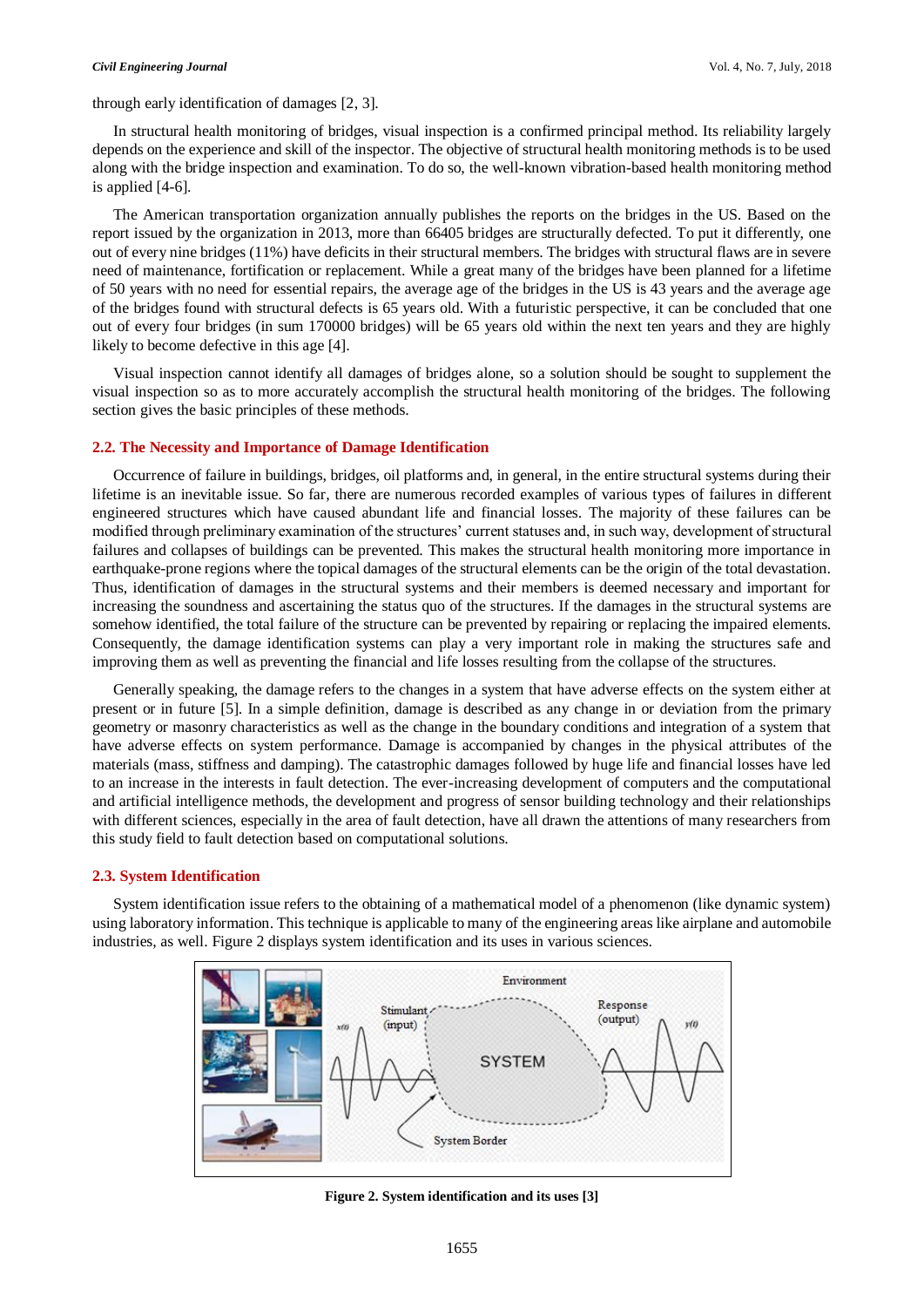through early identification of damages [2, 3].

In structural health monitoring of bridges, visual inspection is a confirmed principal method. Its reliability largely depends on the experience and skill of the inspector. The objective of structural health monitoring methods is to be used along with the bridge inspection and examination. To do so, the well-known vibration-based health monitoring method is applied [4-6].

The American transportation organization annually publishes the reports on the bridges in the US. Based on the report issued by the organization in 2013, more than 66405 bridges are structurally defected. To put it differently, one out of every nine bridges (11%) have deficits in their structural members. The bridges with structural flaws are in severe need of maintenance, fortification or replacement. While a great many of the bridges have been planned for a lifetime of 50 years with no need for essential repairs, the average age of the bridges in the US is 43 years and the average age of the bridges found with structural defects is 65 years old. With a futuristic perspective, it can be concluded that one out of every four bridges (in sum 170000 bridges) will be 65 years old within the next ten years and they are highly likely to become defective in this age [4].

Visual inspection cannot identify all damages of bridges alone, so a solution should be sought to supplement the visual inspection so as to more accurately accomplish the structural health monitoring of the bridges. The following section gives the basic principles of these methods.

### 2.2. The Necessity and Importance of Damage Identification

Occurrence of failure in buildings, bridges, oil platforms and, in general, in the entire structural systems during their lifetime is an inevitable issue. So far, there are numerous recorded examples of various types of failures in different engineered structures which have caused abundant life and financial losses. The majority of these failures can be modified through preliminary examination of the structures' current statuses and, in such way, development of structural failures and collapses of buildings can be prevented. This makes the structural health monitoring more importance in earthquake-prone regions where the topical damages of the structural elements can be the origin of the total devastation. Thus, identification of damages in the structural systems and their members is deemed necessary and important for increasing the soundness and ascertaining the status quo of the structures. If the damages in the structural systems are somehow identified, the total failure of the structure can be prevented by repairing or replacing the impaired elements. Consequently, the damage identification systems can play a very important role in making the structures safe and improving them as well as preventing the financial and life losses resulting from the collapse of the structures.

Generally speaking, the damage refers to the changes in a system that have adverse effects on the system either at present or in future [5]. In a simple definition, damage is described as any change in or deviation from the primary geometry or masonry characteristics as well as the change in the boundary conditions and integration of a system that have adverse effects on system performance. Damage is accompanied by changes in the physical attributes of the materials (mass, stiffness and damping). The catastrophic damages followed by huge life and financial losses have led to an increase in the interests in fault detection. The ever-increasing development of computers and the computational and artificial intelligence methods, the development and progress of sensor building technology and their relationships with different sciences, especially in the area of fault detection, have all drawn the attentions of many researchers from this study field to fault detection based on computational solutions.

### 2.3. System Identification

System identification issue refers to the obtaining of a mathematical model of a phenomenon (like dynamic system) using laboratory information. This technique is applicable to many of the engineering areas like airplane and automobile industries, as well. Figure 2 displays system identification and its uses in various sciences.

**Figure 2. System identification and its uses [3]**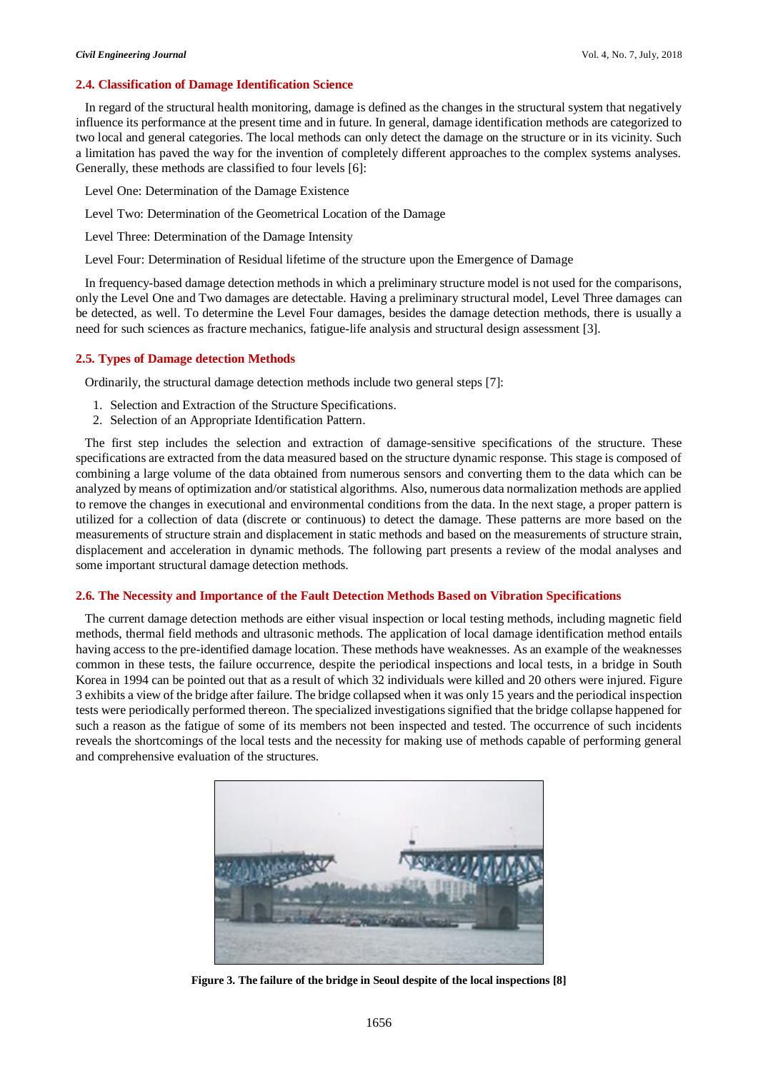### 2.4. Classification of Damage Identification Science

In regard of the structural health monitoring, damage is defined as the changes in the structural system that negatively influence its performance at the present time and in future. In general, damage identification methods are categorized to two local and general categories. The local methods can only detect the damage on the structure or in its vicinity. Such a limitation has paved the way for the invention of completely different approaches to the complex systems analyses. Generally, these methods are classified to four levels [6]:

Level One: Determination of the Damage Existence

Level Two: Determination of the Geometrical Location of the Damage

Level Three: Determination of the Damage Intensity

Level Four: Determination of Residual lifetime of the structure upon the Emergence of Damage

In frequency-based damage detection methods in which a preliminary structure model is not used for the comparisons, only the Level One and Two damages are detectable. Having a preliminary structural model, Level Three damages can be detected, as well. To determine the Level Four damages, besides the damage detection methods, there is usually a need for such sciences as fracture mechanics, fatigue-life analysis and structural design assessment [3].

### 2.5. Types of Damage detection Methods

Ordinarily, the structural damage detection methods include two general steps [7]:

1. Selection and Extraction of the Structure Specifications.
2. Selection of an Appropriate Identification Pattern.

The first step includes the selection and extraction of damage-sensitive specifications of the structure. These specifications are extracted from the data measured based on the structure dynamic response. This stage is composed of combining a large volume of the data obtained from numerous sensors and converting them to the data which can be analyzed by means of optimization and/or statistical algorithms. Also, numerous data normalization methods are applied to remove the changes in executional and environmental conditions from the data. In the next stage, a proper pattern is utilized for a collection of data (discrete or continuous) to detect the damage. These patterns are more based on the measurements of structure strain and displacement in static methods and based on the measurements of structure strain, displacement and acceleration in dynamic methods. The following part presents a review of the modal analyses and some important structural damage detection methods.

### 2.6. The Necessity and Importance of the Fault Detection Methods Based on Vibration Specifications

The current damage detection methods are either visual inspection or local testing methods, including magnetic field methods, thermal field methods and ultrasonic methods. The application of local damage identification method entails having access to the pre-identified damage location. These methods have weaknesses. As an example of the weaknesses common in these tests, the failure occurrence, despite the periodical inspections and local tests, in a bridge in South Korea in 1994 can be pointed out that as a result of which 32 individuals were killed and 20 others were injured. Figure 3 exhibits a view of the bridge after failure. The bridge collapsed when it was only 15 years and the periodical inspection tests were periodically performed thereon. The specialized investigations signified that the bridge collapse happened for such a reason as the fatigue of some of its members not been inspected and tested. The occurrence of such incidents reveals the shortcomings of the local tests and the necessity for making use of methods capable of performing general and comprehensive evaluation of the structures.

**Figure 3. The failure of the bridge in Seoul despite of the local inspections [8]**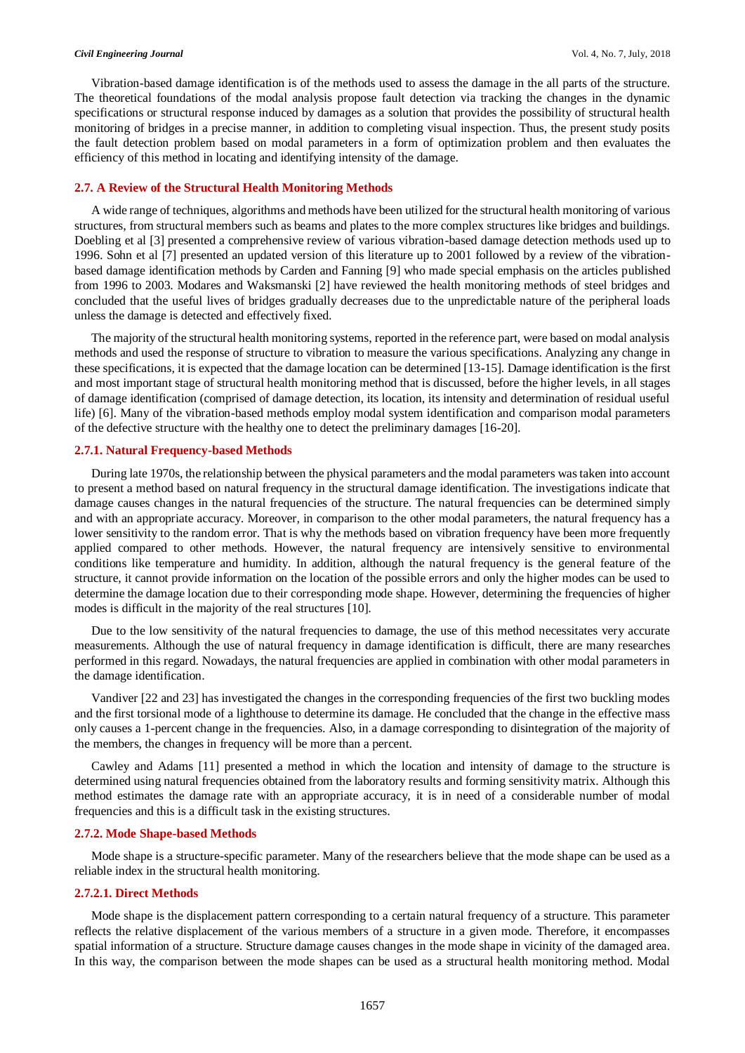Vibration-based damage identification is of the methods used to assess the damage in the all parts of the structure. The theoretical foundations of the modal analysis propose fault detection via tracking the changes in the dynamic specifications or structural response induced by damages as a solution that provides the possibility of structural health monitoring of bridges in a precise manner, in addition to completing visual inspection. Thus, the present study posits the fault detection problem based on modal parameters in a form of optimization problem and then evaluates the efficiency of this method in locating and identifying intensity of the damage.

### 2.7. A Review of the Structural Health Monitoring Methods

A wide range of techniques, algorithms and methods have been utilized for the structural health monitoring of various structures, from structural members such as beams and plates to the more complex structures like bridges and buildings. Doebling et al [3] presented a comprehensive review of various vibration-based damage detection methods used up to 1996. Sohn et al [7] presented an updated version of this literature up to 2001 followed by a review of the vibration-based damage identification methods by Carden and Fanning [9] who made special emphasis on the articles published from 1996 to 2003. Modares and Waksmanski [2] have reviewed the health monitoring methods of steel bridges and concluded that the useful lives of bridges gradually decreases due to the unpredictable nature of the peripheral loads unless the damage is detected and effectively fixed.

The majority of the structural health monitoring systems, reported in the reference part, were based on modal analysis methods and used the response of structure to vibration to measure the various specifications. Analyzing any change in these specifications, it is expected that the damage location can be determined [13-15]. Damage identification is the first and most important stage of structural health monitoring method that is discussed, before the higher levels, in all stages of damage identification (comprised of damage detection, its location, its intensity and determination of residual useful life) [6]. Many of the vibration-based methods employ modal system identification and comparison modal parameters of the defective structure with the healthy one to detect the preliminary damages [16-20].

#### 2.7.1. Natural Frequency-based Methods

During late 1970s, the relationship between the physical parameters and the modal parameters was taken into account to present a method based on natural frequency in the structural damage identification. The investigations indicate that damage causes changes in the natural frequencies of the structure. The natural frequencies can be determined simply and with an appropriate accuracy. Moreover, in comparison to the other modal parameters, the natural frequency has a lower sensitivity to the random error. That is why the methods based on vibration frequency have been more frequently applied compared to other methods. However, the natural frequency are intensively sensitive to environmental conditions like temperature and humidity. In addition, although the natural frequency is the general feature of the structure, it cannot provide information on the location of the possible errors and only the higher modes can be used to determine the damage location due to their corresponding mode shape. However, determining the frequencies of higher modes is difficult in the majority of the real structures [10].

Due to the low sensitivity of the natural frequencies to damage, the use of this method necessitates very accurate measurements. Although the use of natural frequency in damage identification is difficult, there are many researches performed in this regard. Nowadays, the natural frequencies are applied in combination with other modal parameters in the damage identification.

Vandiver [22 and 23] has investigated the changes in the corresponding frequencies of the first two buckling modes and the first torsional mode of a lighthouse to determine its damage. He concluded that the change in the effective mass only causes a 1-percent change in the frequencies. Also, in a damage corresponding to disintegration of the majority of the members, the changes in frequency will be more than a percent.

Cawley and Adams [11] presented a method in which the location and intensity of damage to the structure is determined using natural frequencies obtained from the laboratory results and forming sensitivity matrix. Although this method estimates the damage rate with an appropriate accuracy, it is in need of a considerable number of modal frequencies and this is a difficult task in the existing structures.

#### 2.7.2. Mode Shape-based Methods

Mode shape is a structure-specific parameter. Many of the researchers believe that the mode shape can be used as a reliable index in the structural health monitoring.

##### 2.7.2.1. Direct Methods

Mode shape is the displacement pattern corresponding to a certain natural frequency of a structure. This parameter reflects the relative displacement of the various members of a structure in a given mode. Therefore, it encompasses spatial information of a structure. Structure damage causes changes in the mode shape in vicinity of the damaged area. In this way, the comparison between the mode shapes can be used as a structural health monitoring method. Modal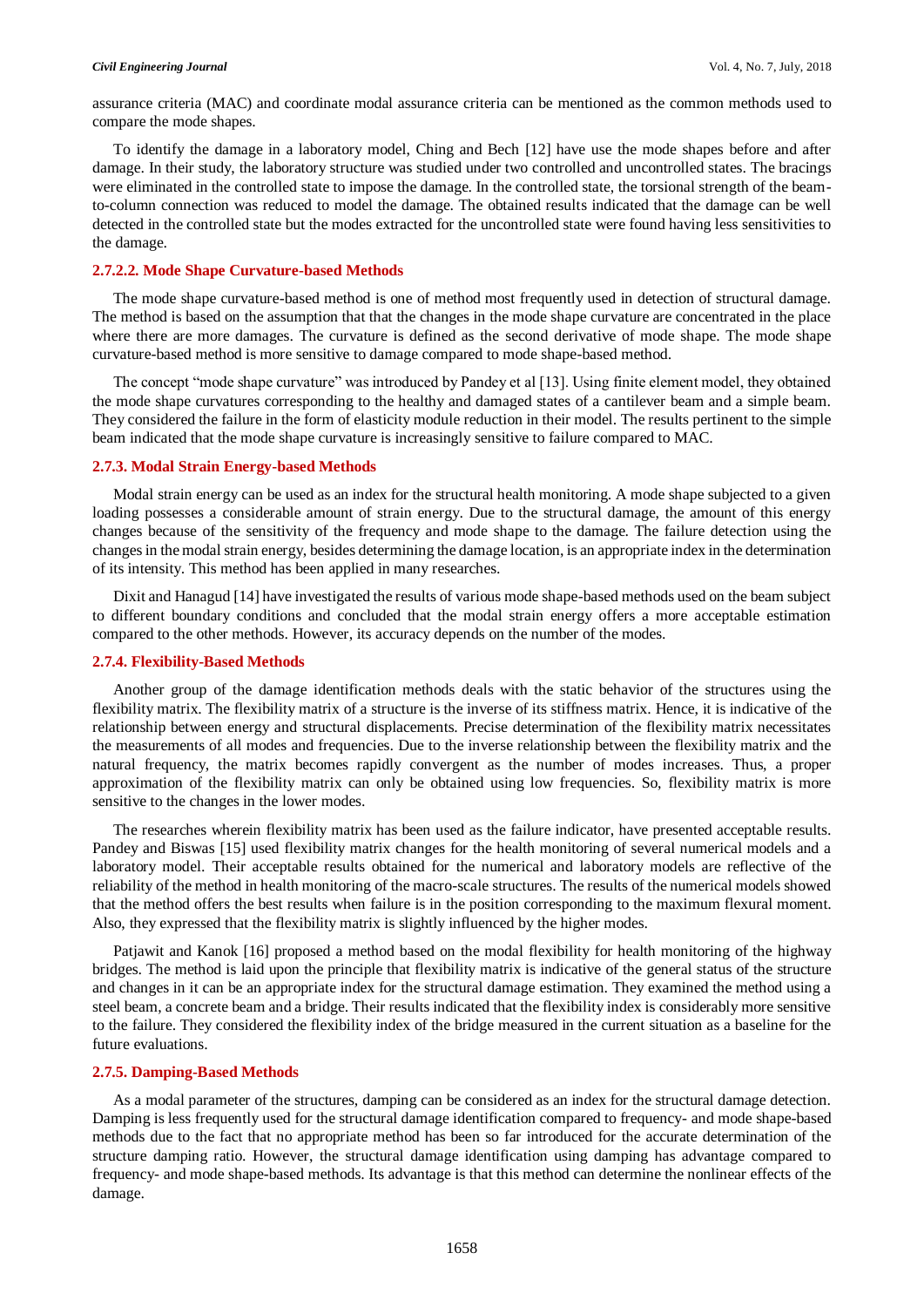assurance criteria (MAC) and coordinate modal assurance criteria can be mentioned as the common methods used to compare the mode shapes.

To identify the damage in a laboratory model, Ching and Bech [12] have use the mode shapes before and after damage. In their study, the laboratory structure was studied under two controlled and uncontrolled states. The bracings were eliminated in the controlled state to impose the damage. In the controlled state, the torsional strength of the beam-to-column connection was reduced to model the damage. The obtained results indicated that the damage can be well detected in the controlled state but the modes extracted for the uncontrolled state were found having less sensitivities to the damage.

#### 2.7.2.2. Mode Shape Curvature-based Methods

The mode shape curvature-based method is one of method most frequently used in detection of structural damage. The method is based on the assumption that that the changes in the mode shape curvature are concentrated in the place where there are more damages. The curvature is defined as the second derivative of mode shape. The mode shape curvature-based method is more sensitive to damage compared to mode shape-based method.

The concept "mode shape curvature" was introduced by Pandey et al [13]. Using finite element model, they obtained the mode shape curvatures corresponding to the healthy and damaged states of a cantilever beam and a simple beam. They considered the failure in the form of elasticity module reduction in their model. The results pertinent to the simple beam indicated that the mode shape curvature is increasingly sensitive to failure compared to MAC.

### 2.7.3. Modal Strain Energy-based Methods

Modal strain energy can be used as an index for the structural health monitoring. A mode shape subjected to a given loading possesses a considerable amount of strain energy. Due to the structural damage, the amount of this energy changes because of the sensitivity of the frequency and mode shape to the damage. The failure detection using the changes in the modal strain energy, besides determining the damage location, is an appropriate index in the determination of its intensity. This method has been applied in many researches.

Dixit and Hanagud [14] have investigated the results of various mode shape-based methods used on the beam subject to different boundary conditions and concluded that the modal strain energy offers a more acceptable estimation compared to the other methods. However, its accuracy depends on the number of the modes.

### 2.7.4. Flexibility-Based Methods

Another group of the damage identification methods deals with the static behavior of the structures using the flexibility matrix. The flexibility matrix of a structure is the inverse of its stiffness matrix. Hence, it is indicative of the relationship between energy and structural displacements. Precise determination of the flexibility matrix necessitates the measurements of all modes and frequencies. Due to the inverse relationship between the flexibility matrix and the natural frequency, the matrix becomes rapidly convergent as the number of modes increases. Thus, a proper approximation of the flexibility matrix can only be obtained using low frequencies. So, flexibility matrix is more sensitive to the changes in the lower modes.

The researches wherein flexibility matrix has been used as the failure indicator, have presented acceptable results. Pandey and Biswas [15] used flexibility matrix changes for the health monitoring of several numerical models and a laboratory model. Their acceptable results obtained for the numerical and laboratory models are reflective of the reliability of the method in health monitoring of the macro-scale structures. The results of the numerical models showed that the method offers the best results when failure is in the position corresponding to the maximum flexural moment. Also, they expressed that the flexibility matrix is slightly influenced by the higher modes.

Patjawit and Kanok [16] proposed a method based on the modal flexibility for health monitoring of the highway bridges. The method is laid upon the principle that flexibility matrix is indicative of the general status of the structure and changes in it can be an appropriate index for the structural damage estimation. They examined the method using a steel beam, a concrete beam and a bridge. Their results indicated that the flexibility index is considerably more sensitive to the failure. They considered the flexibility index of the bridge measured in the current situation as a baseline for the future evaluations.

### 2.7.5. Damping-Based Methods

As a modal parameter of the structures, damping can be considered as an index for the structural damage detection. Damping is less frequently used for the structural damage identification compared to frequency- and mode shape-based methods due to the fact that no appropriate method has been so far introduced for the accurate determination of the structure damping ratio. However, the structural damage identification using damping has advantage compared to frequency- and mode shape-based methods. Its advantage is that this method can determine the nonlinear effects of the damage.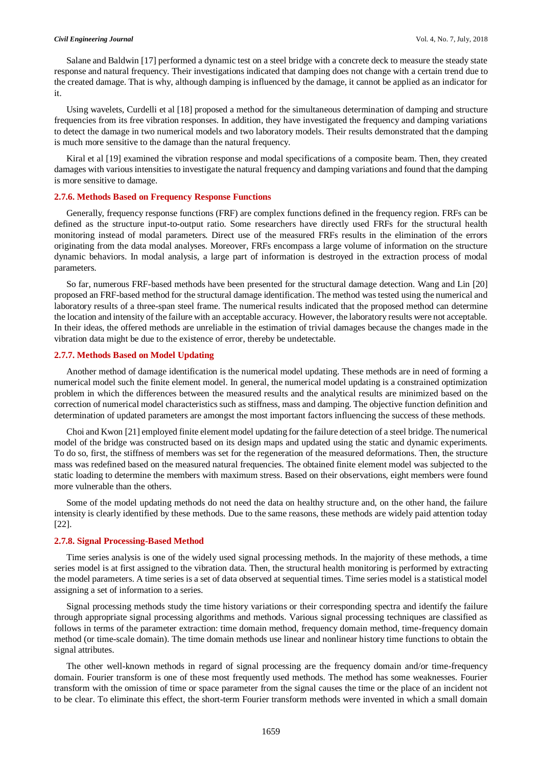Salane and Baldwin [17] performed a dynamic test on a steel bridge with a concrete deck to measure the steady state response and natural frequency. Their investigations indicated that damping does not change with a certain trend due to the created damage. That is why, although damping is influenced by the damage, it cannot be applied as an indicator for it.

Using wavelets, Curdelli et al [18] proposed a method for the simultaneous determination of damping and structure frequencies from its free vibration responses. In addition, they have investigated the frequency and damping variations to detect the damage in two numerical models and two laboratory models. Their results demonstrated that the damping is much more sensitive to the damage than the natural frequency.

Kiral et al [19] examined the vibration response and modal specifications of a composite beam. Then, they created damages with various intensities to investigate the natural frequency and damping variations and found that the damping is more sensitive to damage.

### 2.7.6. Methods Based on Frequency Response Functions

Generally, frequency response functions (FRF) are complex functions defined in the frequency region. FRFs can be defined as the structure input-to-output ratio. Some researchers have directly used FRFs for the structural health monitoring instead of modal parameters. Direct use of the measured FRFs results in the elimination of the errors originating from the data modal analyses. Moreover, FRFs encompass a large volume of information on the structure dynamic behaviors. In modal analysis, a large part of information is destroyed in the extraction process of modal parameters.

So far, numerous FRF-based methods have been presented for the structural damage detection. Wang and Lin [20] proposed an FRF-based method for the structural damage identification. The method was tested using the numerical and laboratory results of a three-span steel frame. The numerical results indicated that the proposed method can determine the location and intensity of the failure with an acceptable accuracy. However, the laboratory results were not acceptable. In their ideas, the offered methods are unreliable in the estimation of trivial damages because the changes made in the vibration data might be due to the existence of error, thereby be undetectable.

### 2.7.7. Methods Based on Model Updating

Another method of damage identification is the numerical model updating. These methods are in need of forming a numerical model such the finite element model. In general, the numerical model updating is a constrained optimization problem in which the differences between the measured results and the analytical results are minimized based on the correction of numerical model characteristics such as stiffness, mass and damping. The objective function definition and determination of updated parameters are amongst the most important factors influencing the success of these methods.

Choi and Kwon [21] employed finite element model updating for the failure detection of a steel bridge. The numerical model of the bridge was constructed based on its design maps and updated using the static and dynamic experiments. To do so, first, the stiffness of members was set for the regeneration of the measured deformations. Then, the structure mass was redefined based on the measured natural frequencies. The obtained finite element model was subjected to the static loading to determine the members with maximum stress. Based on their observations, eight members were found more vulnerable than the others.

Some of the model updating methods do not need the data on healthy structure and, on the other hand, the failure intensity is clearly identified by these methods. Due to the same reasons, these methods are widely paid attention today [22].

### 2.7.8. Signal Processing-Based Method

Time series analysis is one of the widely used signal processing methods. In the majority of these methods, a time series model is at first assigned to the vibration data. Then, the structural health monitoring is performed by extracting the model parameters. A time series is a set of data observed at sequential times. Time series model is a statistical model assigning a set of information to a series.

Signal processing methods study the time history variations or their corresponding spectra and identify the failure through appropriate signal processing algorithms and methods. Various signal processing techniques are classified as follows in terms of the parameter extraction: time domain method, frequency domain method, time-frequency domain method (or time-scale domain). The time domain methods use linear and nonlinear history time functions to obtain the signal attributes.

The other well-known methods in regard of signal processing are the frequency domain and/or time-frequency domain. Fourier transform is one of these most frequently used methods. The method has some weaknesses. Fourier transform with the omission of time or space parameter from the signal causes the time or the place of an incident not to be clear. To eliminate this effect, the short-term Fourier transform methods were invented in which a small domain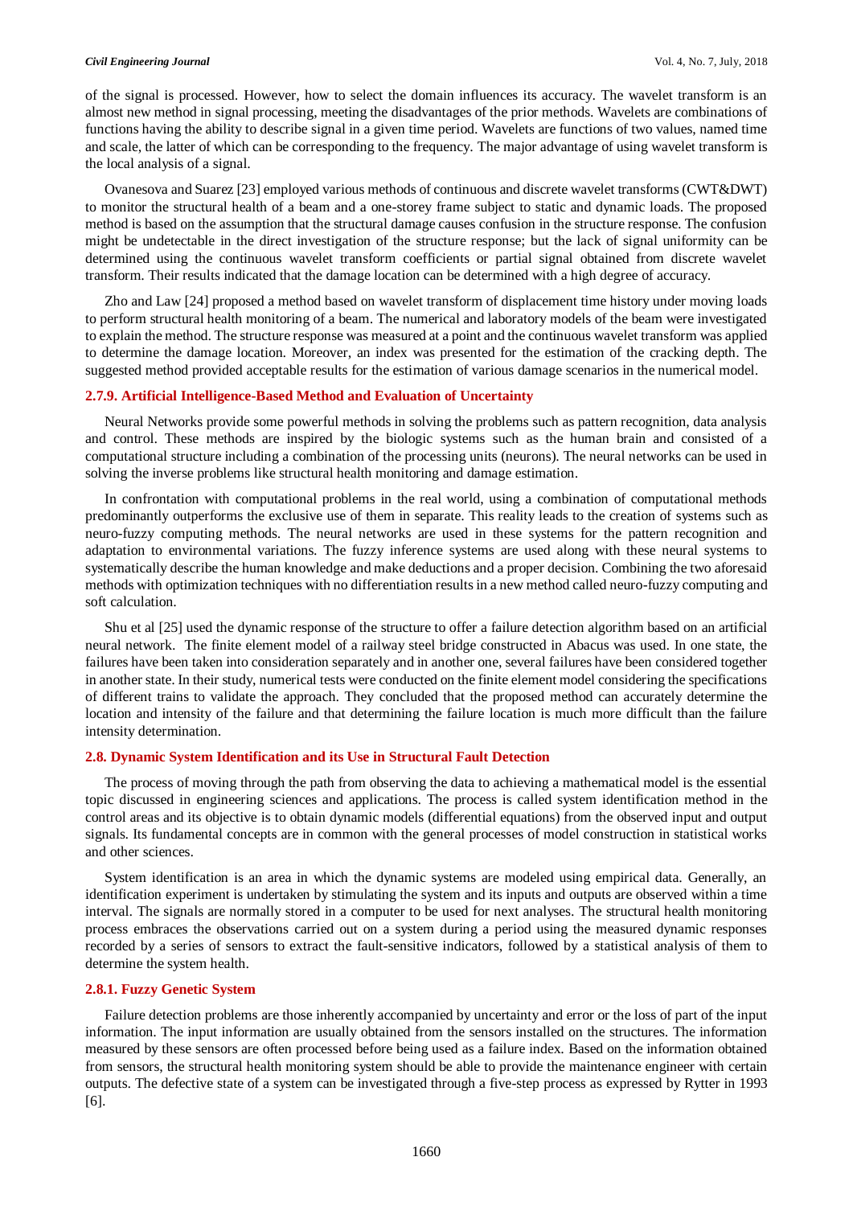of the signal is processed. However, how to select the domain influences its accuracy. The wavelet transform is an almost new method in signal processing, meeting the disadvantages of the prior methods. Wavelets are combinations of functions having the ability to describe signal in a given time period. Wavelets are functions of two values, named time and scale, the latter of which can be corresponding to the frequency. The major advantage of using wavelet transform is the local analysis of a signal.

Ovanesova and Suarez [23] employed various methods of continuous and discrete wavelet transforms (CWT&DWT) to monitor the structural health of a beam and a one-storey frame subject to static and dynamic loads. The proposed method is based on the assumption that the structural damage causes confusion in the structure response. The confusion might be undetectable in the direct investigation of the structure response; but the lack of signal uniformity can be determined using the continuous wavelet transform coefficients or partial signal obtained from discrete wavelet transform. Their results indicated that the damage location can be determined with a high degree of accuracy.

Zho and Law [24] proposed a method based on wavelet transform of displacement time history under moving loads to perform structural health monitoring of a beam. The numerical and laboratory models of the beam were investigated to explain the method. The structure response was measured at a point and the continuous wavelet transform was applied to determine the damage location. Moreover, an index was presented for the estimation of the cracking depth. The suggested method provided acceptable results for the estimation of various damage scenarios in the numerical model.

#### 2.7.9. Artificial Intelligence-Based Method and Evaluation of Uncertainty

Neural Networks provide some powerful methods in solving the problems such as pattern recognition, data analysis and control. These methods are inspired by the biologic systems such as the human brain and consisted of a computational structure including a combination of the processing units (neurons). The neural networks can be used in solving the inverse problems like structural health monitoring and damage estimation.

In confrontation with computational problems in the real world, using a combination of computational methods predominantly outperforms the exclusive use of them in separate. This reality leads to the creation of systems such as neuro-fuzzy computing methods. The neural networks are used in these systems for the pattern recognition and adaptation to environmental variations. The fuzzy inference systems are used along with these neural systems to systematically describe the human knowledge and make deductions and a proper decision. Combining the two aforesaid methods with optimization techniques with no differentiation results in a new method called neuro-fuzzy computing and soft calculation.

Shu et al [25] used the dynamic response of the structure to offer a failure detection algorithm based on an artificial neural network. The finite element model of a railway steel bridge constructed in Abacus was used. In one state, the failures have been taken into consideration separately and in another one, several failures have been considered together in another state. In their study, numerical tests were conducted on the finite element model considering the specifications of different trains to validate the approach. They concluded that the proposed method can accurately determine the location and intensity of the failure and that determining the failure location is much more difficult than the failure intensity determination.

### 2.8. Dynamic System Identification and its Use in Structural Fault Detection

The process of moving through the path from observing the data to achieving a mathematical model is the essential topic discussed in engineering sciences and applications. The process is called system identification method in the control areas and its objective is to obtain dynamic models (differential equations) from the observed input and output signals. Its fundamental concepts are in common with the general processes of model construction in statistical works and other sciences.

System identification is an area in which the dynamic systems are modeled using empirical data. Generally, an identification experiment is undertaken by stimulating the system and its inputs and outputs are observed within a time interval. The signals are normally stored in a computer to be used for next analyses. The structural health monitoring process embraces the observations carried out on a system during a period using the measured dynamic responses recorded by a series of sensors to extract the fault-sensitive indicators, followed by a statistical analysis of them to determine the system health.

#### 2.8.1. Fuzzy Genetic System

Failure detection problems are those inherently accompanied by uncertainty and error or the loss of part of the input information. The input information are usually obtained from the sensors installed on the structures. The information measured by these sensors are often processed before being used as a failure index. Based on the information obtained from sensors, the structural health monitoring system should be able to provide the maintenance engineer with certain outputs. The defective state of a system can be investigated through a five-step process as expressed by Rytter in 1993 [6].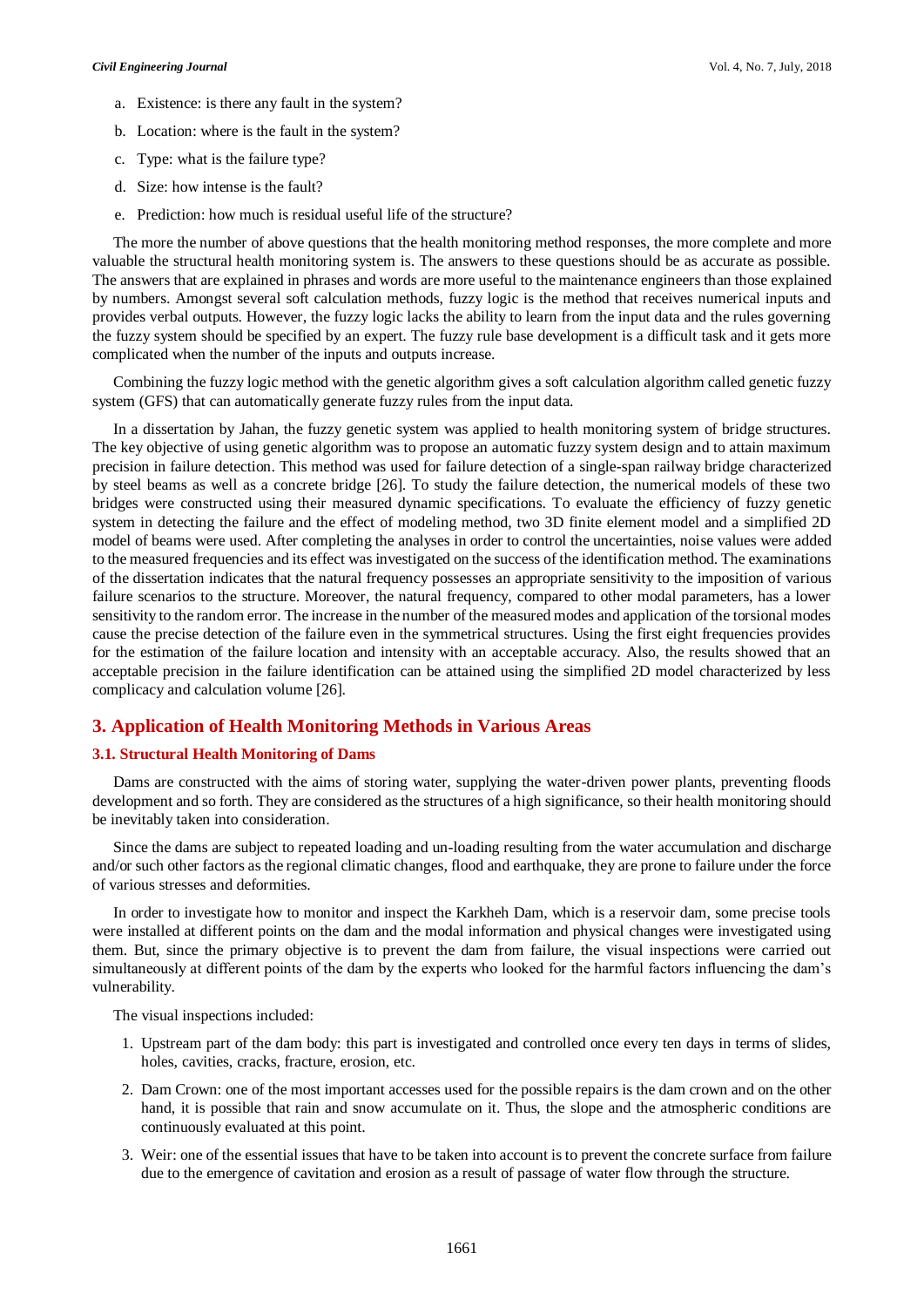a. Existence: is there any fault in the system?

b. Location: where is the fault in the system?

c. Type: what is the failure type?

d. Size: how intense is the fault?

e. Prediction: how much is residual useful life of the structure?

The more the number of above questions that the health monitoring method responses, the more complete and more valuable the structural health monitoring system is. The answers to these questions should be as accurate as possible. The answers that are explained in phrases and words are more useful to the maintenance engineers than those explained by numbers. Amongst several soft calculation methods, fuzzy logic is the method that receives numerical inputs and provides verbal outputs. However, the fuzzy logic lacks the ability to learn from the input data and the rules governing the fuzzy system should be specified by an expert. The fuzzy rule base development is a difficult task and it gets more complicated when the number of the inputs and outputs increase.

Combining the fuzzy logic method with the genetic algorithm gives a soft calculation algorithm called genetic fuzzy system (GFS) that can automatically generate fuzzy rules from the input data.

In a dissertation by Jahan, the fuzzy genetic system was applied to health monitoring system of bridge structures. The key objective of using genetic algorithm was to propose an automatic fuzzy system design and to attain maximum precision in failure detection. This method was used for failure detection of a single-span railway bridge characterized by steel beams as well as a concrete bridge [26]. To study the failure detection, the numerical models of these two bridges were constructed using their measured dynamic specifications. To evaluate the efficiency of fuzzy genetic system in detecting the failure and the effect of modeling method, two 3D finite element model and a simplified 2D model of beams were used. After completing the analyses in order to control the uncertainties, noise values were added to the measured frequencies and its effect was investigated on the success of the identification method. The examinations of the dissertation indicates that the natural frequency possesses an appropriate sensitivity to the imposition of various failure scenarios to the structure. Moreover, the natural frequency, compared to other modal parameters, has a lower sensitivity to the random error. The increase in the number of the measured modes and application of the torsional modes cause the precise detection of the failure even in the symmetrical structures. Using the first eight frequencies provides for the estimation of the failure location and intensity with an acceptable accuracy. Also, the results showed that an acceptable precision in the failure identification can be attained using the simplified 2D model characterized by less complicacy and calculation volume [26].

## 3. Application of Health Monitoring Methods in Various Areas

### 3.1. Structural Health Monitoring of Dams

Dams are constructed with the aims of storing water, supplying the water-driven power plants, preventing floods development and so forth. They are considered as the structures of a high significance, so their health monitoring should be inevitably taken into consideration.

Since the dams are subject to repeated loading and un-loading resulting from the water accumulation and discharge and/or such other factors as the regional climatic changes, flood and earthquake, they are prone to failure under the force of various stresses and deformities.

In order to investigate how to monitor and inspect the Karkheh Dam, which is a reservoir dam, some precise tools were installed at different points on the dam and the modal information and physical changes were investigated using them. But, since the primary objective is to prevent the dam from failure, the visual inspections were carried out simultaneously at different points of the dam by the experts who looked for the harmful factors influencing the dam's vulnerability.

The visual inspections included:

1. Upstream part of the dam body: this part is investigated and controlled once every ten days in terms of slides, holes, cavities, cracks, fracture, erosion, etc.
2. Dam Crown: one of the most important accesses used for the possible repairs is the dam crown and on the other hand, it is possible that rain and snow accumulate on it. Thus, the slope and the atmospheric conditions are continuously evaluated at this point.
3. Weir: one of the essential issues that have to be taken into account is to prevent the concrete surface from failure due to the emergence of cavitation and erosion as a result of passage of water flow through the structure.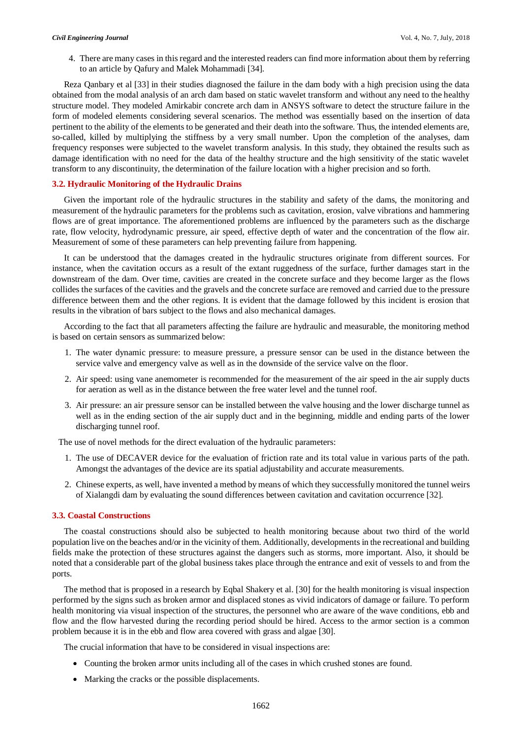4. There are many cases in this regard and the interested readers can find more information about them by referring to an article by Qafury and Malek Mohammadi [34].

Reza Qanbary et al [33] in their studies diagnosed the failure in the dam body with a high precision using the data obtained from the modal analysis of an arch dam based on static wavelet transform and without any need to the healthy structure model. They modeled Amirkabir concrete arch dam in ANSYS software to detect the structure failure in the form of modeled elements considering several scenarios. The method was essentially based on the insertion of data pertinent to the ability of the elements to be generated and their death into the software. Thus, the intended elements are, so-called, killed by multiplying the stiffness by a very small number. Upon the completion of the analyses, dam frequency responses were subjected to the wavelet transform analysis. In this study, they obtained the results such as damage identification with no need for the data of the healthy structure and the high sensitivity of the static wavelet transform to any discontinuity, the determination of the failure location with a higher precision and so forth.

### 3.2. Hydraulic Monitoring of the Hydraulic Drains

Given the important role of the hydraulic structures in the stability and safety of the dams, the monitoring and measurement of the hydraulic parameters for the problems such as cavitation, erosion, valve vibrations and hammering flows are of great importance. The aforementioned problems are influenced by the parameters such as the discharge rate, flow velocity, hydrodynamic pressure, air speed, effective depth of water and the concentration of the flow air. Measurement of some of these parameters can help preventing failure from happening.

It can be understood that the damages created in the hydraulic structures originate from different sources. For instance, when the cavitation occurs as a result of the extant ruggedness of the surface, further damages start in the downstream of the dam. Over time, cavities are created in the concrete surface and they become larger as the flows collides the surfaces of the cavities and the gravels and the concrete surface are removed and carried due to the pressure difference between them and the other regions. It is evident that the damage followed by this incident is erosion that results in the vibration of bars subject to the flows and also mechanical damages.

According to the fact that all parameters affecting the failure are hydraulic and measurable, the monitoring method is based on certain sensors as summarized below:

1. The water dynamic pressure: to measure pressure, a pressure sensor can be used in the distance between the service valve and emergency valve as well as in the downside of the service valve on the floor.
2. Air speed: using vane anemometer is recommended for the measurement of the air speed in the air supply ducts for aeration as well as in the distance between the free water level and the tunnel roof.
3. Air pressure: an air pressure sensor can be installed between the valve housing and the lower discharge tunnel as well as in the ending section of the air supply duct and in the beginning, middle and ending parts of the lower discharging tunnel roof.

The use of novel methods for the direct evaluation of the hydraulic parameters:

1. The use of DECAVER device for the evaluation of friction rate and its total value in various parts of the path. Amongst the advantages of the device are its spatial adjustability and accurate measurements.
2. Chinese experts, as well, have invented a method by means of which they successfully monitored the tunnel weirs of Xialangdi dam by evaluating the sound differences between cavitation and cavitation occurrence [32].

### 3.3. Coastal Constructions

The coastal constructions should also be subjected to health monitoring because about two third of the world population live on the beaches and/or in the vicinity of them. Additionally, developments in the recreational and building fields make the protection of these structures against the dangers such as storms, more important. Also, it should be noted that a considerable part of the global business takes place through the entrance and exit of vessels to and from the ports.

The method that is proposed in a research by Eqbal Shakery et al. [30] for the health monitoring is visual inspection performed by the signs such as broken armor and displaced stones as vivid indicators of damage or failure. To perform health monitoring via visual inspection of the structures, the personnel who are aware of the wave conditions, ebb and flow and the flow harvested during the recording period should be hired. Access to the armor section is a common problem because it is in the ebb and flow area covered with grass and algae [30].

The crucial information that have to be considered in visual inspections are:

- Counting the broken armor units including all of the cases in which crushed stones are found.
- Marking the cracks or the possible displacements.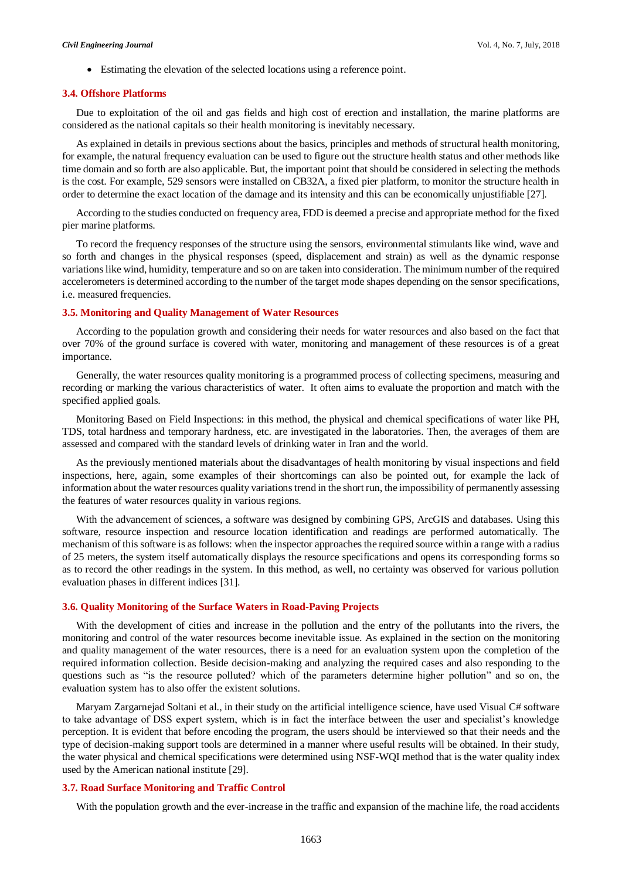- Estimating the elevation of the selected locations using a reference point.

### 3.4. Offshore Platforms

Due to exploitation of the oil and gas fields and high cost of erection and installation, the marine platforms are considered as the national capitals so their health monitoring is inevitably necessary.

As explained in details in previous sections about the basics, principles and methods of structural health monitoring, for example, the natural frequency evaluation can be used to figure out the structure health status and other methods like time domain and so forth are also applicable. But, the important point that should be considered in selecting the methods is the cost. For example, 529 sensors were installed on CB32A, a fixed pier platform, to monitor the structure health in order to determine the exact location of the damage and its intensity and this can be economically unjustifiable [27].

According to the studies conducted on frequency area, FDD is deemed a precise and appropriate method for the fixed pier marine platforms.

To record the frequency responses of the structure using the sensors, environmental stimulants like wind, wave and so forth and changes in the physical responses (speed, displacement and strain) as well as the dynamic response variations like wind, humidity, temperature and so on are taken into consideration. The minimum number of the required accelerometers is determined according to the number of the target mode shapes depending on the sensor specifications, i.e. measured frequencies.

### 3.5. Monitoring and Quality Management of Water Resources

According to the population growth and considering their needs for water resources and also based on the fact that over 70% of the ground surface is covered with water, monitoring and management of these resources is of a great importance.

Generally, the water resources quality monitoring is a programmed process of collecting specimens, measuring and recording or marking the various characteristics of water. It often aims to evaluate the proportion and match with the specified applied goals.

Monitoring Based on Field Inspections: in this method, the physical and chemical specifications of water like PH, TDS, total hardness and temporary hardness, etc. are investigated in the laboratories. Then, the averages of them are assessed and compared with the standard levels of drinking water in Iran and the world.

As the previously mentioned materials about the disadvantages of health monitoring by visual inspections and field inspections, here, again, some examples of their shortcomings can also be pointed out, for example the lack of information about the water resources quality variations trend in the short run, the impossibility of permanently assessing the features of water resources quality in various regions.

With the advancement of sciences, a software was designed by combining GPS, ArcGIS and databases. Using this software, resource inspection and resource location identification and readings are performed automatically. The mechanism of this software is as follows: when the inspector approaches the required source within a range with a radius of 25 meters, the system itself automatically displays the resource specifications and opens its corresponding forms so as to record the other readings in the system. In this method, as well, no certainty was observed for various pollution evaluation phases in different indices [31].

### 3.6. Quality Monitoring of the Surface Waters in Road-Paving Projects

With the development of cities and increase in the pollution and the entry of the pollutants into the rivers, the monitoring and control of the water resources become inevitable issue. As explained in the section on the monitoring and quality management of the water resources, there is a need for an evaluation system upon the completion of the required information collection. Beside decision-making and analyzing the required cases and also responding to the questions such as "is the resource polluted? which of the parameters determine higher pollution" and so on, the evaluation system has to also offer the existent solutions.

Maryam Zargarnejad Soltani et al., in their study on the artificial intelligence science, have used Visual C# software to take advantage of DSS expert system, which is in fact the interface between the user and specialist's knowledge perception. It is evident that before encoding the program, the users should be interviewed so that their needs and the type of decision-making support tools are determined in a manner where useful results will be obtained. In their study, the water physical and chemical specifications were determined using NSF-WQI method that is the water quality index used by the American national institute [29].

### 3.7. Road Surface Monitoring and Traffic Control

With the population growth and the ever-increase in the traffic and expansion of the machine life, the road accidents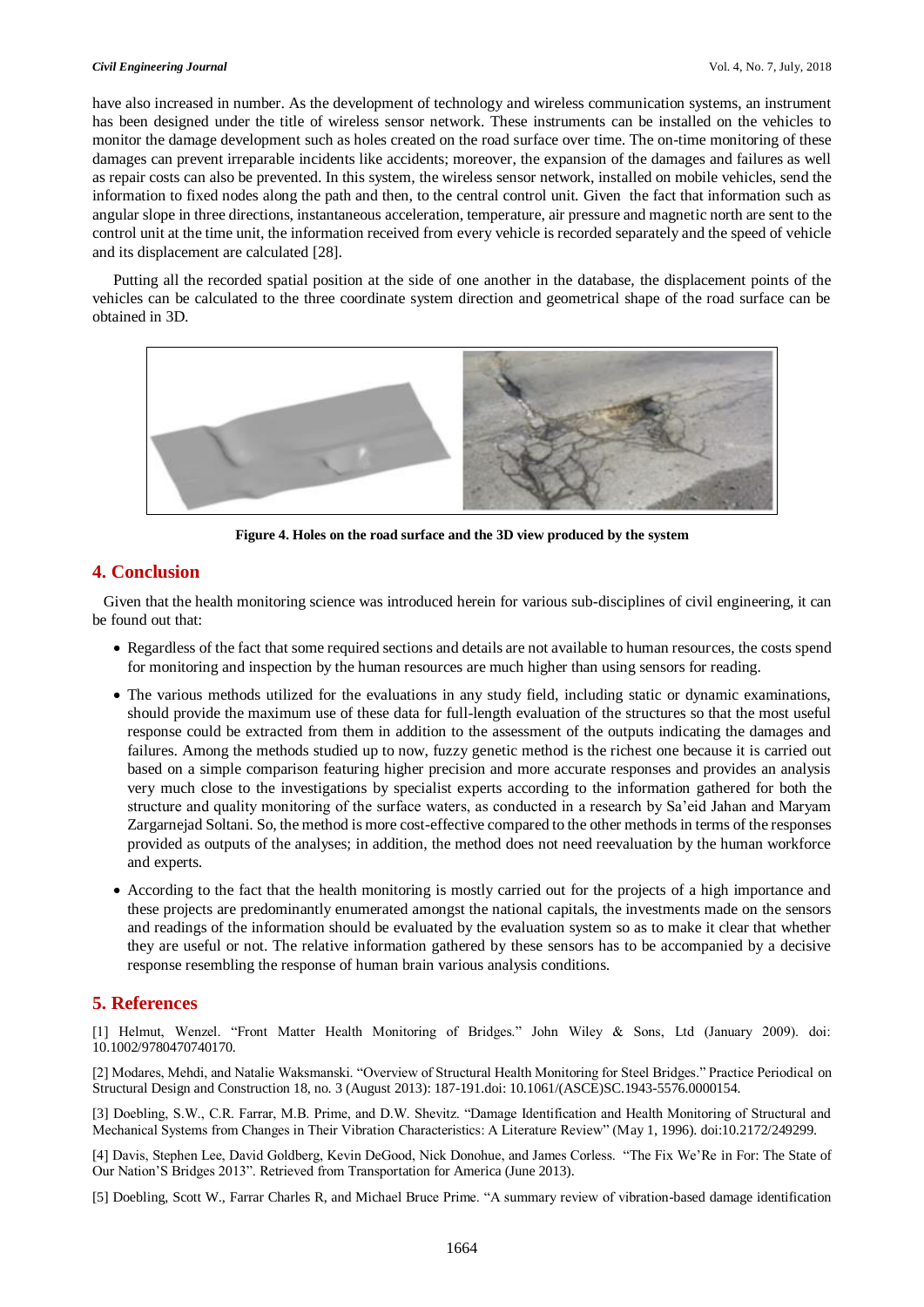have also increased in number. As the development of technology and wireless communication systems, an instrument has been designed under the title of wireless sensor network. These instruments can be installed on the vehicles to monitor the damage development such as holes created on the road surface over time. The on-time monitoring of these damages can prevent irreparable incidents like accidents; moreover, the expansion of the damages and failures as well as repair costs can also be prevented. In this system, the wireless sensor network, installed on mobile vehicles, send the information to fixed nodes along the path and then, to the central control unit. Given the fact that information such as angular slope in three directions, instantaneous acceleration, temperature, air pressure and magnetic north are sent to the control unit at the time unit, the information received from every vehicle is recorded separately and the speed of vehicle and its displacement are calculated [28].

Putting all the recorded spatial position at the side of one another in the database, the displacement points of the vehicles can be calculated to the three coordinate system direction and geometrical shape of the road surface can be obtained in 3D.

**Figure 4. Holes on the road surface and the 3D view produced by the system**

## 4. Conclusion

Given that the health monitoring science was introduced herein for various sub-disciplines of civil engineering, it can be found out that:

- Regardless of the fact that some required sections and details are not available to human resources, the costs spend for monitoring and inspection by the human resources are much higher than using sensors for reading.
- The various methods utilized for the evaluations in any study field, including static or dynamic examinations, should provide the maximum use of these data for full-length evaluation of the structures so that the most useful response could be extracted from them in addition to the assessment of the outputs indicating the damages and failures. Among the methods studied up to now, fuzzy genetic method is the richest one because it is carried out based on a simple comparison featuring higher precision and more accurate responses and provides an analysis very much close to the investigations by specialist experts according to the information gathered for both the structure and quality monitoring of the surface waters, as conducted in a research by Sa'eid Jahan and Maryam Zargarnejad Soltani. So, the method is more cost-effective compared to the other methods in terms of the responses provided as outputs of the analyses; in addition, the method does not need reevaluation by the human workforce and experts.
- According to the fact that the health monitoring is mostly carried out for the projects of a high importance and these projects are predominantly enumerated amongst the national capitals, the investments made on the sensors and readings of the information should be evaluated by the evaluation system so as to make it clear that whether they are useful or not. The relative information gathered by these sensors has to be accompanied by a decisive response resembling the response of human brain various analysis conditions.

## 5. References

[1] Helmut, Wenzel. "Front Matter Health Monitoring of Bridges." John Wiley & Sons, Ltd (January 2009). doi: 10.1002/9780470740170.

[2] Modares, Mehdi, and Natalie Waksmanski. "Overview of Structural Health Monitoring for Steel Bridges." Practice Periodical on Structural Design and Construction 18, no. 3 (August 2013): 187-191.doi: 10.1061/(ASCE)SC.1943-5576.0000154.

[3] Doebling, S.W., C.R. Farrar, M.B. Prime, and D.W. Shevitz. "Damage Identification and Health Monitoring of Structural and Mechanical Systems from Changes in Their Vibration Characteristics: A Literature Review" (May 1, 1996). doi:10.2172/249299.

[4] Davis, Stephen Lee, David Goldberg, Kevin DeGood, Nick Donohue, and James Corless. "The Fix We'Re in For: The State of Our Nation'S Bridges 2013". Retrieved from Transportation for America (June 2013).

[5] Doebling, Scott W., Farrar Charles R, and Michael Bruce Prime. "A summary review of vibration-based damage identification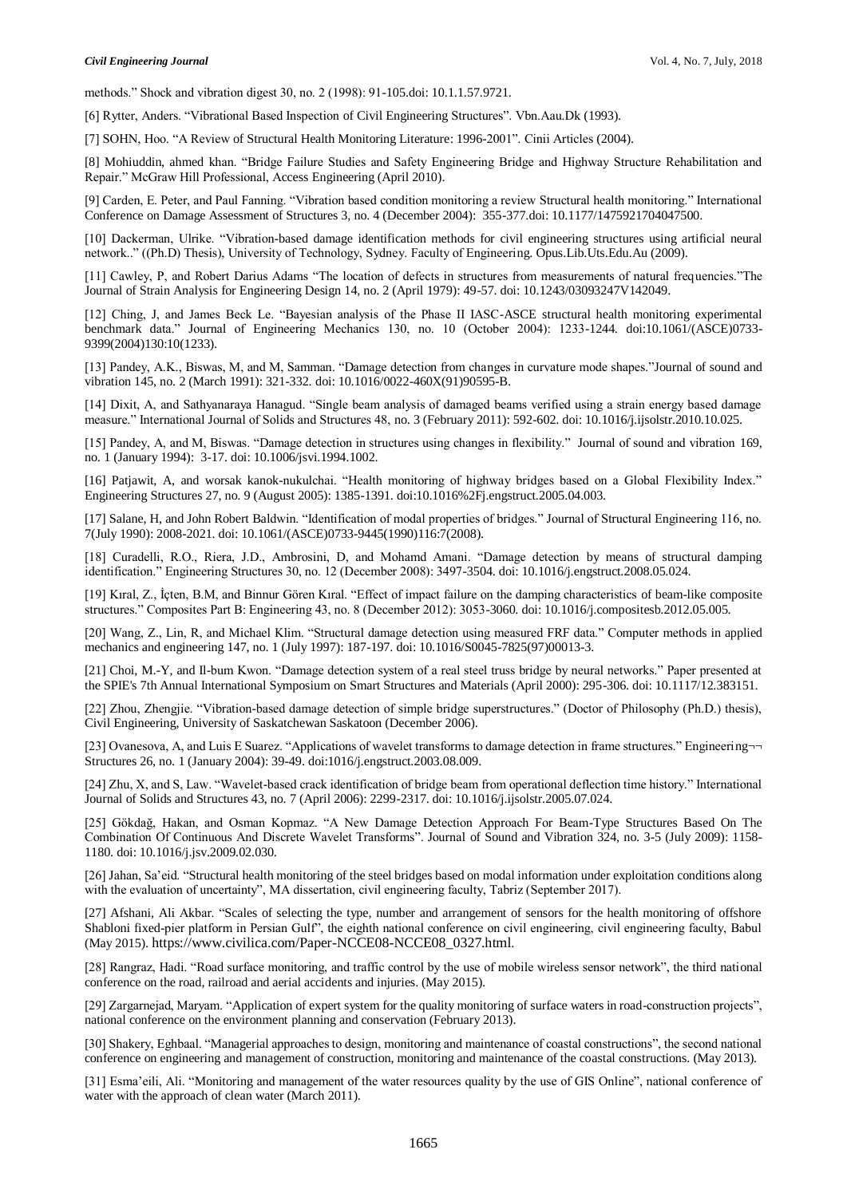methods." Shock and vibration digest 30, no. 2 (1998): 91-105.doi: 10.1.1.57.9721.

[6] Rytter, Anders. "Vibrational Based Inspection of Civil Engineering Structures". Vbn.Aau.Dk (1993).

[7] SOHN, Hoo. "A Review of Structural Health Monitoring Literature: 1996-2001". Cinii Articles (2004).

[8] Mohiuddin, ahmed khan. "Bridge Failure Studies and Safety Engineering Bridge and Highway Structure Rehabilitation and Repair." McGraw Hill Professional, Access Engineering (April 2010).

[9] Carden, E. Peter, and Paul Fanning. "Vibration based condition monitoring a review Structural health monitoring." International Conference on Damage Assessment of Structures 3, no. 4 (December 2004): 355-377.doi: 10.1177/1475921704047500.

[10] Dackerman, Ulrike. "Vibration-based damage identification methods for civil engineering structures using artificial neural network.." ((Ph.D) Thesis), University of Technology, Sydney. Faculty of Engineering. Opus.Lib.Uts.Edu.Au (2009).

[11] Cawley, P, and Robert Darius Adams "The location of defects in structures from measurements of natural frequencies."The Journal of Strain Analysis for Engineering Design 14, no. 2 (April 1979): 49-57. doi: 10.1243/03093247V142049.

[12] Ching, J, and James Beck Le. "Bayesian analysis of the Phase II IASC-ASCE structural health monitoring experimental benchmark data." Journal of Engineering Mechanics 130, no. 10 (October 2004): 1233-1244. doi:10.1061/(ASCE)0733-9399(2004)130:10(1233).

[13] Pandey, A.K., Biswas, M, and M, Samman. "Damage detection from changes in curvature mode shapes."Journal of sound and vibration 145, no. 2 (March 1991): 321-332. doi: 10.1016/0022-460X(91)90595-B.

[14] Dixit, A, and Sathyanaraya Hanagud. "Single beam analysis of damaged beams verified using a strain energy based damage measure." International Journal of Solids and Structures 48, no. 3 (February 2011): 592-602. doi: 10.1016/j.ijsolstr.2010.10.025.

[15] Pandey, A, and M, Biswas. "Damage detection in structures using changes in flexibility." Journal of sound and vibration 169, no. 1 (January 1994): 3-17. doi: 10.1006/jsvi.1994.1002.

[16] Patjawit, A, and worsak kanok-nukulchai. "Health monitoring of highway bridges based on a Global Flexibility Index." Engineering Structures 27, no. 9 (August 2005): 1385-1391. doi:10.1016%2Fj.engstruct.2005.04.003.

[17] Salane, H, and John Robert Baldwin. "Identification of modal properties of bridges." Journal of Structural Engineering 116, no. 7(July 1990): 2008-2021. doi: 10.1061/(ASCE)0733-9445(1990)116:7(2008).

[18] Curadelli, R.O., Riera, J.D., Ambrosini, D, and Mohamd Amani. "Damage detection by means of structural damping identification." Engineering Structures 30, no. 12 (December 2008): 3497-3504. doi: 10.1016/j.engstruct.2008.05.024.

[19] Kıral, Z., İçten, B.M, and Binnur Gören Kıral. "Effect of impact failure on the damping characteristics of beam-like composite structures." Composites Part B: Engineering 43, no. 8 (December 2012): 3053-3060. doi: 10.1016/j.compositesb.2012.05.005.

[20] Wang, Z., Lin, R, and Michael Klim. "Structural damage detection using measured FRF data." Computer methods in applied mechanics and engineering 147, no. 1 (July 1997): 187-197. doi: 10.1016/S0045-7825(97)00013-3.

[21] Choi, M.-Y, and Il-bum Kwon. "Damage detection system of a real steel truss bridge by neural networks." Paper presented at the SPIE's 7th Annual International Symposium on Smart Structures and Materials (April 2000): 295-306. doi: 10.1117/12.383151.

[22] Zhou, Zhengjie. "Vibration-based damage detection of simple bridge superstructures." (Doctor of Philosophy (Ph.D.) thesis), Civil Engineering, University of Saskatchewan Saskatoon (December 2006).

[23] Ovanesova, A, and Luis E Suarez. "Applications of wavelet transforms to damage detection in frame structures." Engineering¬¬ Structures 26, no. 1 (January 2004): 39-49. doi:1016/j.engstruct.2003.08.009.

[24] Zhu, X, and S, Law. "Wavelet-based crack identification of bridge beam from operational deflection time history." International Journal of Solids and Structures 43, no. 7 (April 2006): 2299-2317. doi: 10.1016/j.ijsolstr.2005.07.024.

[25] Gökdağ, Hakan, and Osman Kopmaz. "A New Damage Detection Approach For Beam-Type Structures Based On The Combination Of Continuous And Discrete Wavelet Transforms". Journal of Sound and Vibration 324, no. 3-5 (July 2009): 1158-1180. doi: 10.1016/j.jsv.2009.02.030.

[26] Jahan, Sa'eid. "Structural health monitoring of the steel bridges based on modal information under exploitation conditions along with the evaluation of uncertainty", MA dissertation, civil engineering faculty, Tabriz (September 2017).

[27] Afshani, Ali Akbar. "Scales of selecting the type, number and arrangement of sensors for the health monitoring of offshore Shabloni fixed-pier platform in Persian Gulf", the eighth national conference on civil engineering, civil engineering faculty, Babul (May 2015). https://www.civilica.com/Paper-NCCE08-NCCE08_0327.html.

[28] Rangraz, Hadi. "Road surface monitoring, and traffic control by the use of mobile wireless sensor network", the third national conference on the road, railroad and aerial accidents and injuries. (May 2015).

[29] Zargarnejad, Maryam. "Application of expert system for the quality monitoring of surface waters in road-construction projects", national conference on the environment planning and conservation (February 2013).

[30] Shakery, Eghbaal. "Managerial approaches to design, monitoring and maintenance of coastal constructions", the second national conference on engineering and management of construction, monitoring and maintenance of the coastal constructions. (May 2013).

[31] Esma'eili, Ali. "Monitoring and management of the water resources quality by the use of GIS Online", national conference of water with the approach of clean water (March 2011).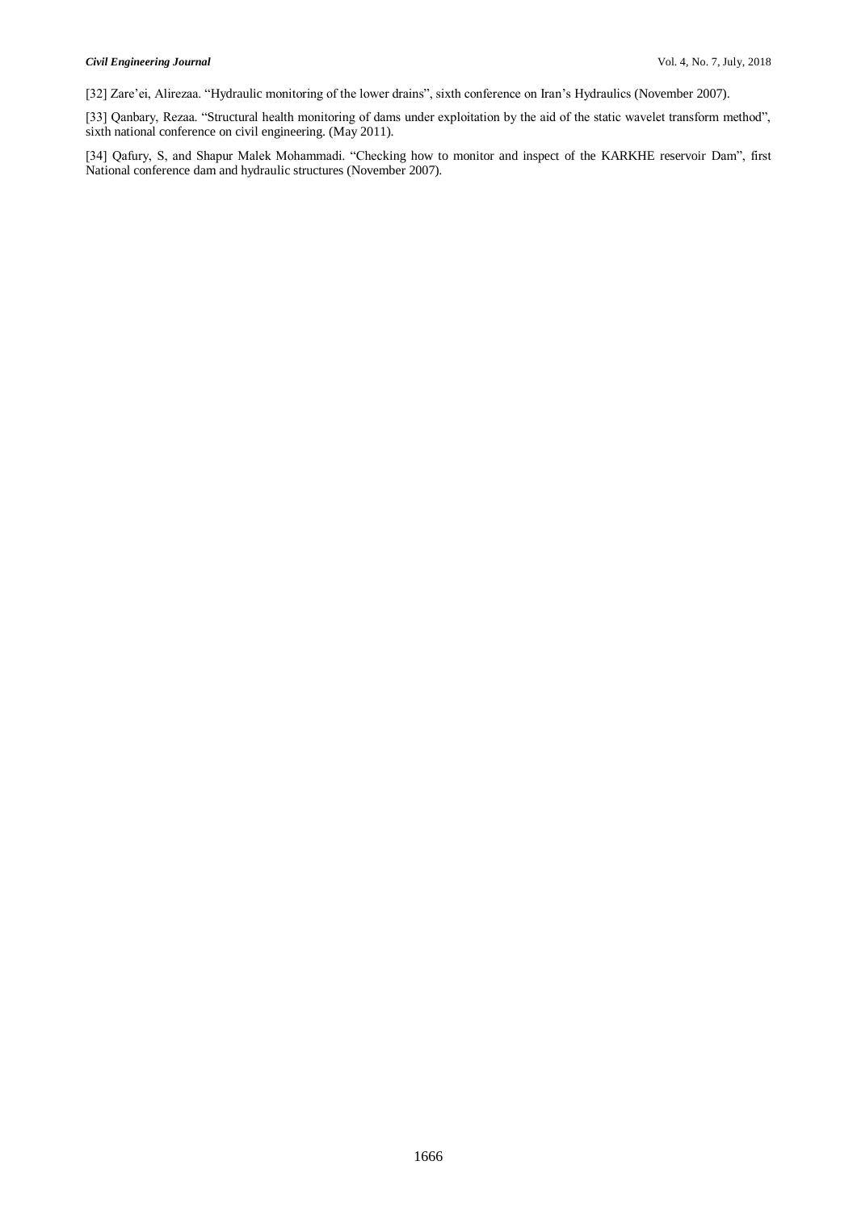[32] Zare'ei, Alirezaa. "Hydraulic monitoring of the lower drains", sixth conference on Iran's Hydraulics (November 2007).

[33] Qanbary, Rezaa. "Structural health monitoring of dams under exploitation by the aid of the static wavelet transform method", sixth national conference on civil engineering. (May 2011).

[34] Qafury, S, and Shapur Malek Mohammadi. "Checking how to monitor and inspect of the KARKHE reservoir Dam", first National conference dam and hydraulic structures (November 2007).